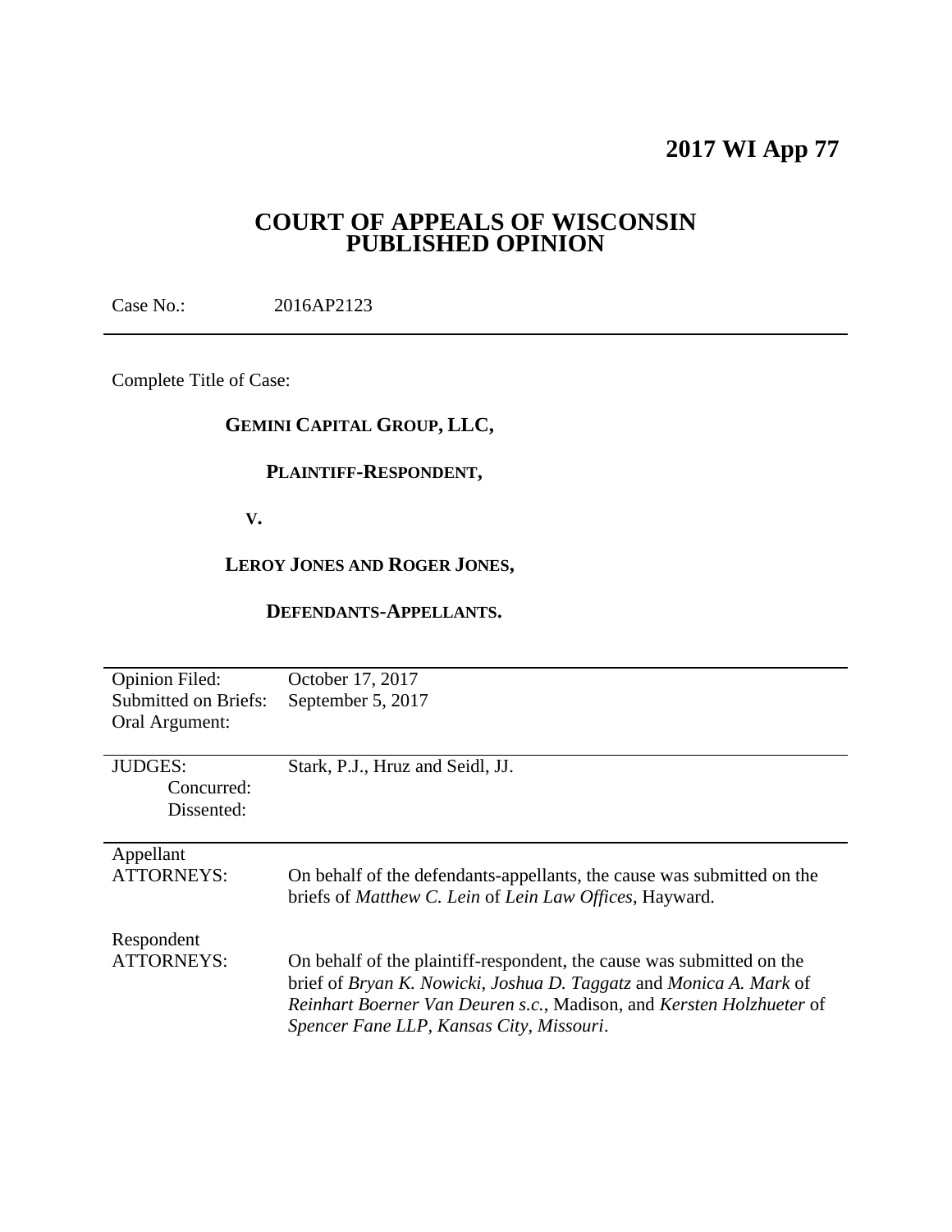# 2017 WI App 77

## COURT OF APPEALS OF WISCONSIN
## PUBLISHED OPINION

Case No.: 2016AP2123

---

Complete Title of Case:

**GEMINI CAPITAL GROUP, LLC,**

**PLAINTIFF-RESPONDENT,**

**V.**

**LEROY JONES AND ROGER JONES,**

**DEFENDANTS-APPELLANTS.**

---

| | |
|---|---|
| Opinion Filed: | October 17, 2017 |
| Submitted on Briefs: | September 5, 2017 |
| Oral Argument: | |

---

| | |
|---|---|
| JUDGES: | Stark, P.J., Hruz and Seidl, JJ. |
| Concurred: | |
| Dissented: | |

---

| | |
|---|---|
| Appellant ATTORNEYS: | On behalf of the defendants-appellants, the cause was submitted on the briefs of *Matthew C. Lein* of *Lein Law Offices*, Hayward. |
| Respondent ATTORNEYS: | On behalf of the plaintiff-respondent, the cause was submitted on the brief of *Bryan K. Nowicki*, *Joshua D. Taggatz* and *Monica A. Mark* of *Reinhart Boerner Van Deuren s.c.*, Madison, and *Kersten Holzhueter* of *Spencer Fane LLP, Kansas City, Missouri*. |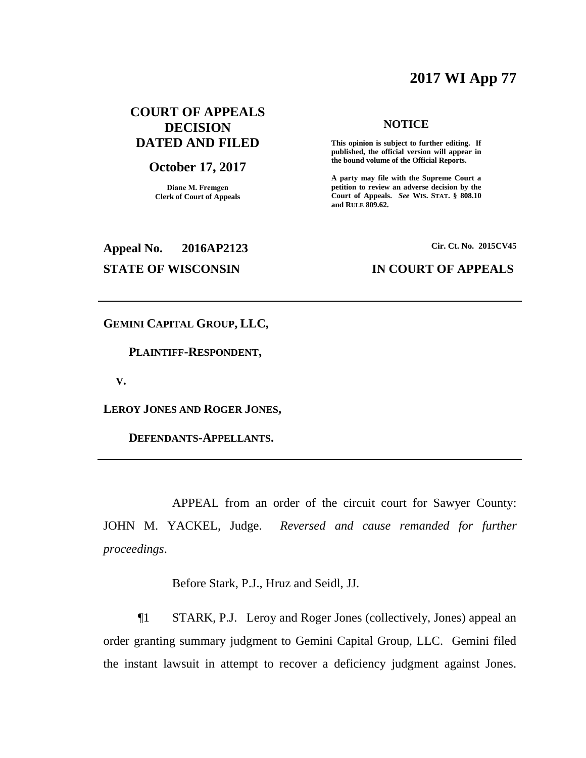# 2017 WI App 77

**COURT OF APPEALS DECISION DATED AND FILED**

**October 17, 2017**

**Diane M. Fremgen**
**Clerk of Court of Appeals**

**NOTICE**

**This opinion is subject to further editing. If published, the official version will appear in the bound volume of the Official Reports.**

**A party may file with the Supreme Court a petition to review an adverse decision by the Court of Appeals.** ***See*** **WIS. STAT. § 808.10 and RULE 809.62.**

**Appeal No. 2016AP2123**

**Cir. Ct. No. 2015CV45**

**STATE OF WISCONSIN**

**IN COURT OF APPEALS**

---

**GEMINI CAPITAL GROUP, LLC,**

**PLAINTIFF-RESPONDENT,**

**V.**

**LEROY JONES AND ROGER JONES,**

**DEFENDANTS-APPELLANTS.**

---

APPEAL from an order of the circuit court for Sawyer County: JOHN M. YACKEL, Judge. *Reversed and cause remanded for further proceedings*.

Before Stark, P.J., Hruz and Seidl, JJ.

¶1 STARK, P.J. Leroy and Roger Jones (collectively, Jones) appeal an order granting summary judgment to Gemini Capital Group, LLC. Gemini filed the instant lawsuit in attempt to recover a deficiency judgment against Jones.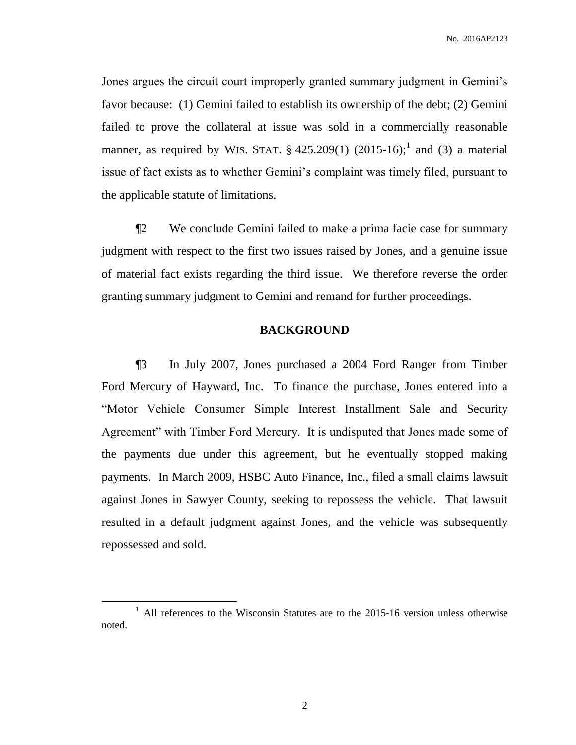Jones argues the circuit court improperly granted summary judgment in Gemini's favor because: (1) Gemini failed to establish its ownership of the debt; (2) Gemini failed to prove the collateral at issue was sold in a commercially reasonable manner, as required by WIS. STAT. § 425.209(1) (2015-16);[1] and (3) a material issue of fact exists as to whether Gemini's complaint was timely filed, pursuant to the applicable statute of limitations.

¶2 We conclude Gemini failed to make a prima facie case for summary judgment with respect to the first two issues raised by Jones, and a genuine issue of material fact exists regarding the third issue. We therefore reverse the order granting summary judgment to Gemini and remand for further proceedings.

## BACKGROUND

¶3 In July 2007, Jones purchased a 2004 Ford Ranger from Timber Ford Mercury of Hayward, Inc. To finance the purchase, Jones entered into a "Motor Vehicle Consumer Simple Interest Installment Sale and Security Agreement" with Timber Ford Mercury. It is undisputed that Jones made some of the payments due under this agreement, but he eventually stopped making payments. In March 2009, HSBC Auto Finance, Inc., filed a small claims lawsuit against Jones in Sawyer County, seeking to repossess the vehicle. That lawsuit resulted in a default judgment against Jones, and the vehicle was subsequently repossessed and sold.

[1] All references to the Wisconsin Statutes are to the 2015-16 version unless otherwise noted.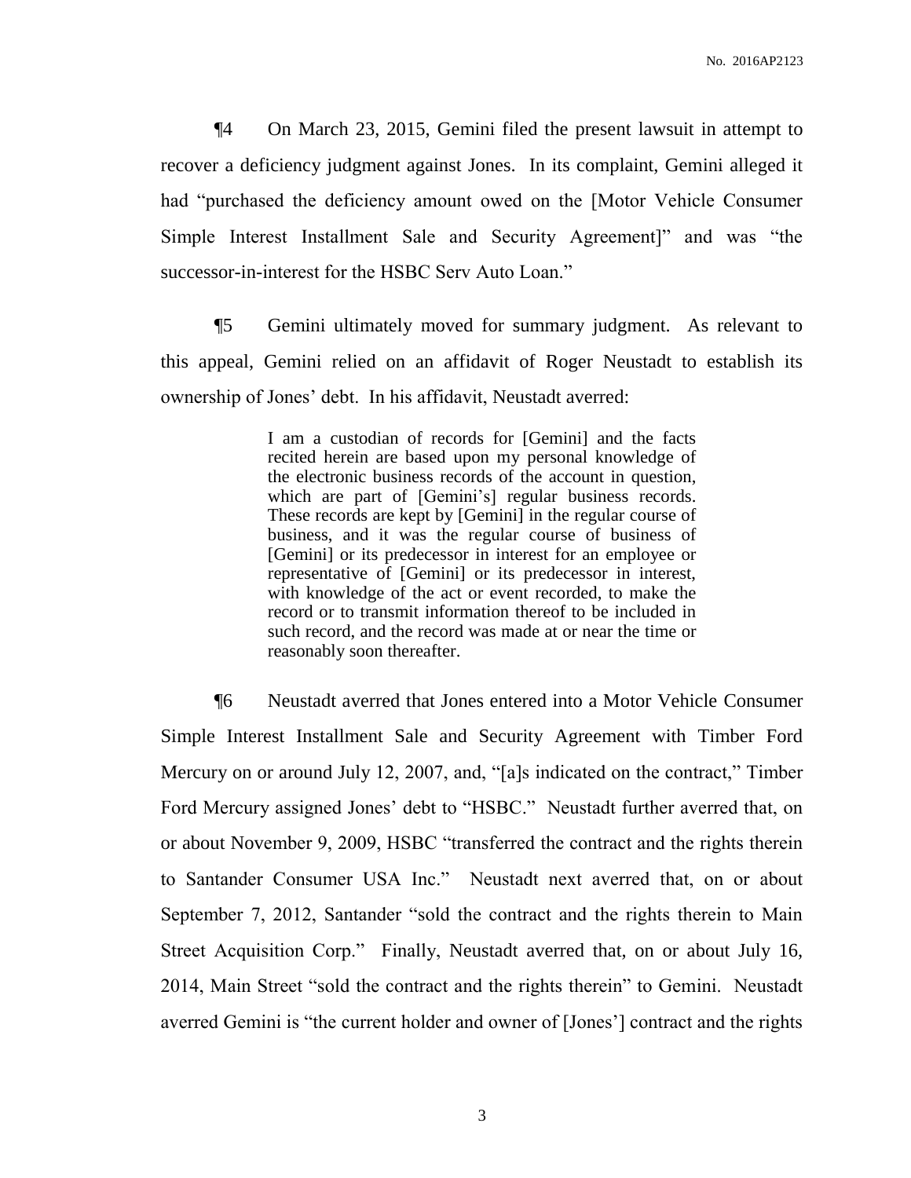¶4 On March 23, 2015, Gemini filed the present lawsuit in attempt to recover a deficiency judgment against Jones. In its complaint, Gemini alleged it had "purchased the deficiency amount owed on the [Motor Vehicle Consumer Simple Interest Installment Sale and Security Agreement]" and was "the successor-in-interest for the HSBC Serv Auto Loan."

¶5 Gemini ultimately moved for summary judgment. As relevant to this appeal, Gemini relied on an affidavit of Roger Neustadt to establish its ownership of Jones' debt. In his affidavit, Neustadt averred:

> I am a custodian of records for [Gemini] and the facts recited herein are based upon my personal knowledge of the electronic business records of the account in question, which are part of [Gemini's] regular business records. These records are kept by [Gemini] in the regular course of business, and it was the regular course of business of [Gemini] or its predecessor in interest for an employee or representative of [Gemini] or its predecessor in interest, with knowledge of the act or event recorded, to make the record or to transmit information thereof to be included in such record, and the record was made at or near the time or reasonably soon thereafter.

¶6 Neustadt averred that Jones entered into a Motor Vehicle Consumer Simple Interest Installment Sale and Security Agreement with Timber Ford Mercury on or around July 12, 2007, and, "[a]s indicated on the contract," Timber Ford Mercury assigned Jones' debt to "HSBC." Neustadt further averred that, on or about November 9, 2009, HSBC "transferred the contract and the rights therein to Santander Consumer USA Inc." Neustadt next averred that, on or about September 7, 2012, Santander "sold the contract and the rights therein to Main Street Acquisition Corp." Finally, Neustadt averred that, on or about July 16, 2014, Main Street "sold the contract and the rights therein" to Gemini. Neustadt averred Gemini is "the current holder and owner of [Jones'] contract and the rights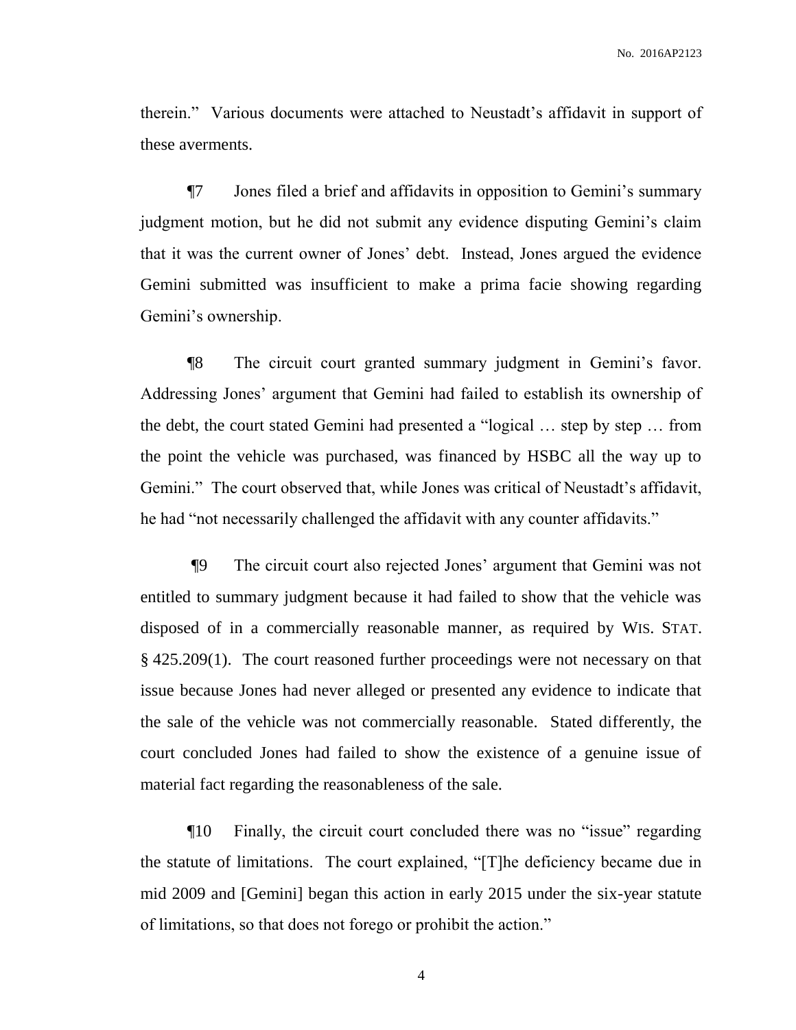therein." Various documents were attached to Neustadt's affidavit in support of these averments.

¶7 Jones filed a brief and affidavits in opposition to Gemini's summary judgment motion, but he did not submit any evidence disputing Gemini's claim that it was the current owner of Jones' debt. Instead, Jones argued the evidence Gemini submitted was insufficient to make a prima facie showing regarding Gemini's ownership.

¶8 The circuit court granted summary judgment in Gemini's favor. Addressing Jones' argument that Gemini had failed to establish its ownership of the debt, the court stated Gemini had presented a "logical … step by step … from the point the vehicle was purchased, was financed by HSBC all the way up to Gemini." The court observed that, while Jones was critical of Neustadt's affidavit, he had "not necessarily challenged the affidavit with any counter affidavits."

¶9 The circuit court also rejected Jones' argument that Gemini was not entitled to summary judgment because it had failed to show that the vehicle was disposed of in a commercially reasonable manner, as required by WIS. STAT. § 425.209(1). The court reasoned further proceedings were not necessary on that issue because Jones had never alleged or presented any evidence to indicate that the sale of the vehicle was not commercially reasonable. Stated differently, the court concluded Jones had failed to show the existence of a genuine issue of material fact regarding the reasonableness of the sale.

¶10 Finally, the circuit court concluded there was no "issue" regarding the statute of limitations. The court explained, "[T]he deficiency became due in mid 2009 and [Gemini] began this action in early 2015 under the six-year statute of limitations, so that does not forego or prohibit the action."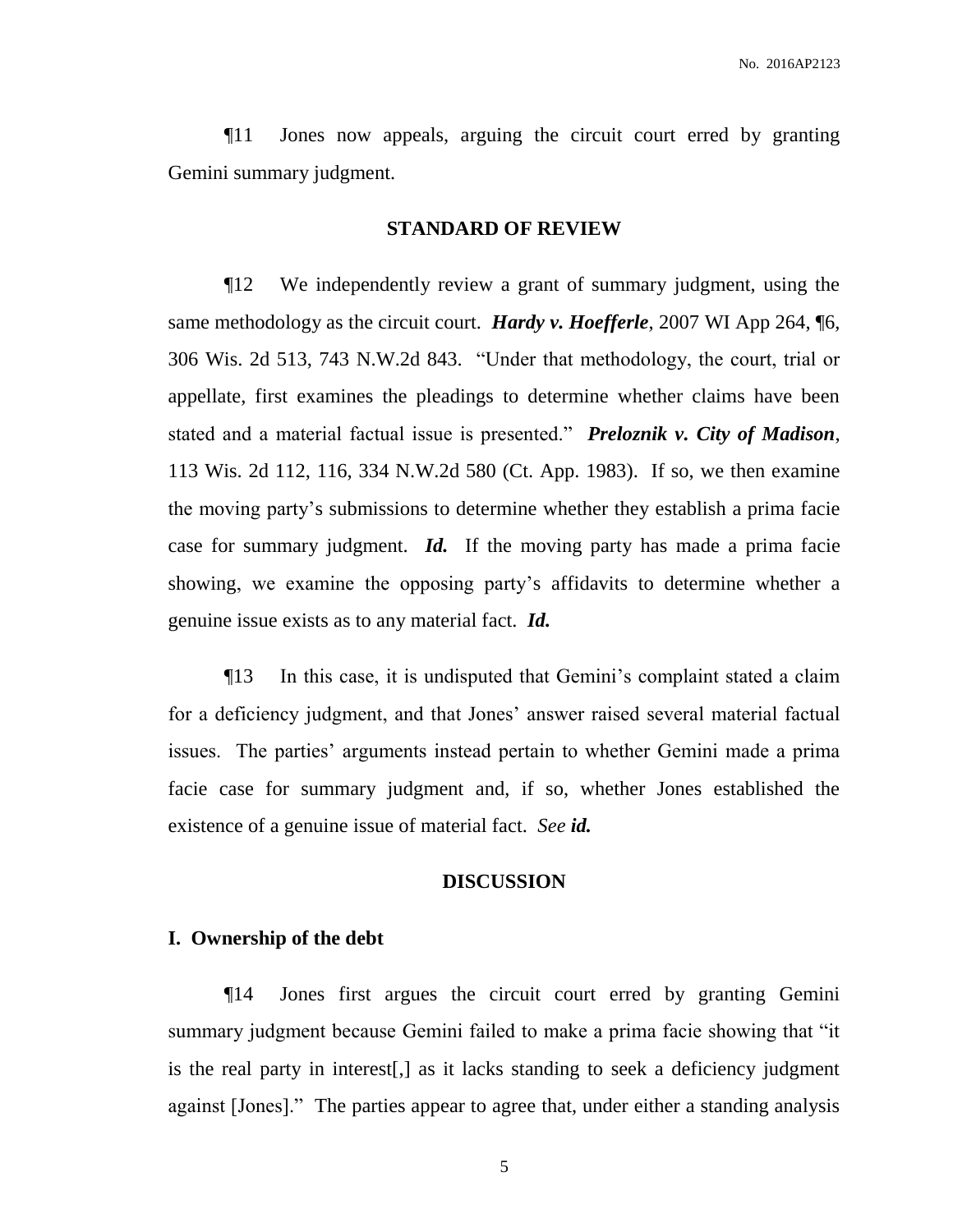¶11 Jones now appeals, arguing the circuit court erred by granting Gemini summary judgment.

## STANDARD OF REVIEW

¶12 We independently review a grant of summary judgment, using the same methodology as the circuit court. ***Hardy v. Hoefferle***, 2007 WI App 264, ¶6, 306 Wis. 2d 513, 743 N.W.2d 843. "Under that methodology, the court, trial or appellate, first examines the pleadings to determine whether claims have been stated and a material factual issue is presented." ***Preloznik v. City of Madison***, 113 Wis. 2d 112, 116, 334 N.W.2d 580 (Ct. App. 1983). If so, we then examine the moving party's submissions to determine whether they establish a prima facie case for summary judgment. ***Id.*** If the moving party has made a prima facie showing, we examine the opposing party's affidavits to determine whether a genuine issue exists as to any material fact. ***Id.***

¶13 In this case, it is undisputed that Gemini's complaint stated a claim for a deficiency judgment, and that Jones' answer raised several material factual issues. The parties' arguments instead pertain to whether Gemini made a prima facie case for summary judgment and, if so, whether Jones established the existence of a genuine issue of material fact. *See* ***id.***

## DISCUSSION

### I. Ownership of the debt

¶14 Jones first argues the circuit court erred by granting Gemini summary judgment because Gemini failed to make a prima facie showing that "it is the real party in interest[,] as it lacks standing to seek a deficiency judgment against [Jones]." The parties appear to agree that, under either a standing analysis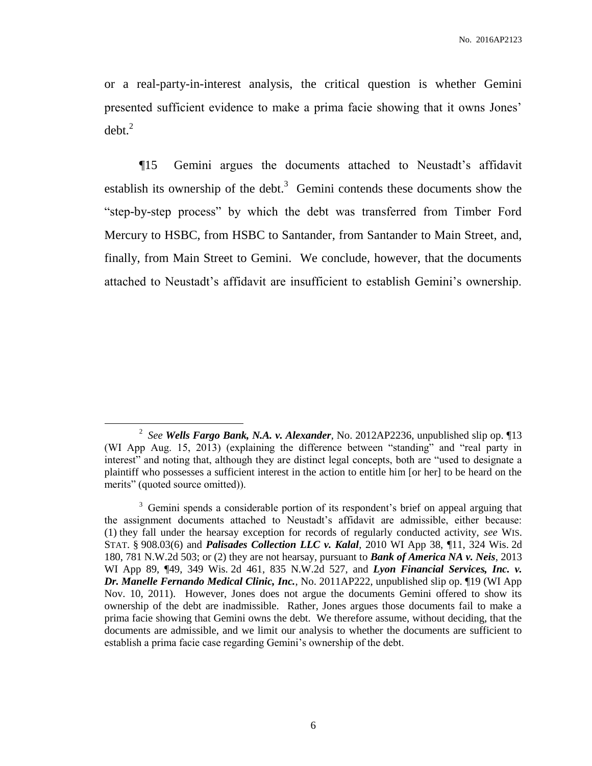or a real-party-in-interest analysis, the critical question is whether Gemini presented sufficient evidence to make a prima facie showing that it owns Jones' debt.[2]

¶15 Gemini argues the documents attached to Neustadt's affidavit establish its ownership of the debt.[3] Gemini contends these documents show the "step-by-step process" by which the debt was transferred from Timber Ford Mercury to HSBC, from HSBC to Santander, from Santander to Main Street, and, finally, from Main Street to Gemini. We conclude, however, that the documents attached to Neustadt's affidavit are insufficient to establish Gemini's ownership.

---

[2] *See* ***Wells Fargo Bank, N.A. v. Alexander***, No. 2012AP2236, unpublished slip op. ¶13 (WI App Aug. 15, 2013) (explaining the difference between "standing" and "real party in interest" and noting that, although they are distinct legal concepts, both are "used to designate a plaintiff who possesses a sufficient interest in the action to entitle him [or her] to be heard on the merits" (quoted source omitted)).

[3] Gemini spends a considerable portion of its respondent's brief on appeal arguing that the assignment documents attached to Neustadt's affidavit are admissible, either because: (1) they fall under the hearsay exception for records of regularly conducted activity, *see* WIS. STAT. § 908.03(6) and ***Palisades Collection LLC v. Kalal***, 2010 WI App 38, ¶11, 324 Wis. 2d 180, 781 N.W.2d 503; or (2) they are not hearsay, pursuant to ***Bank of America NA v. Neis***, 2013 WI App 89, ¶49, 349 Wis. 2d 461, 835 N.W.2d 527, and ***Lyon Financial Services, Inc. v. Dr. Manelle Fernando Medical Clinic, Inc.***, No. 2011AP222, unpublished slip op. ¶19 (WI App Nov. 10, 2011). However, Jones does not argue the documents Gemini offered to show its ownership of the debt are inadmissible. Rather, Jones argues those documents fail to make a prima facie showing that Gemini owns the debt. We therefore assume, without deciding, that the documents are admissible, and we limit our analysis to whether the documents are sufficient to establish a prima facie case regarding Gemini's ownership of the debt.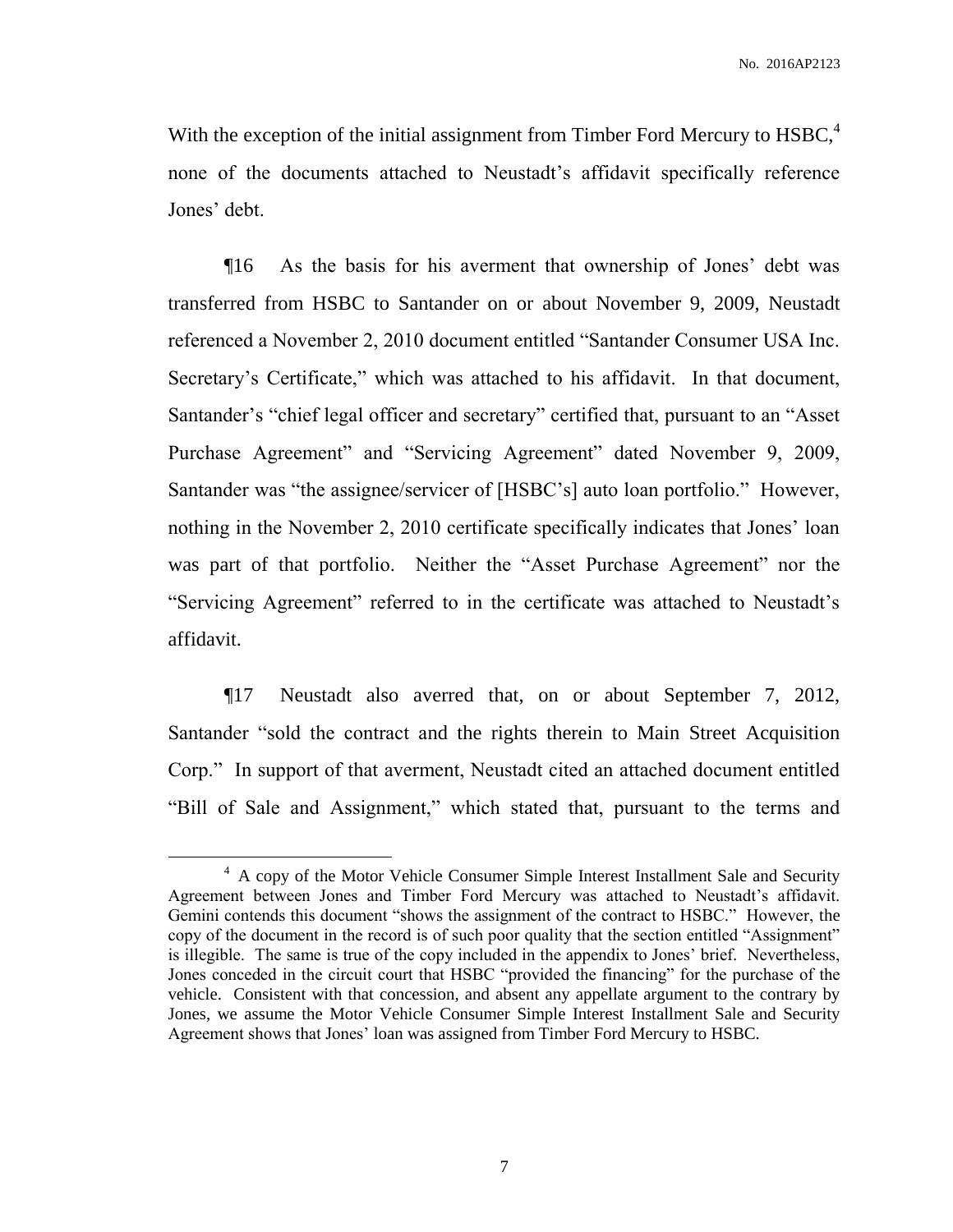With the exception of the initial assignment from Timber Ford Mercury to HSBC,[4] none of the documents attached to Neustadt's affidavit specifically reference Jones' debt.

¶16 As the basis for his averment that ownership of Jones' debt was transferred from HSBC to Santander on or about November 9, 2009, Neustadt referenced a November 2, 2010 document entitled "Santander Consumer USA Inc. Secretary's Certificate," which was attached to his affidavit. In that document, Santander's "chief legal officer and secretary" certified that, pursuant to an "Asset Purchase Agreement" and "Servicing Agreement" dated November 9, 2009, Santander was "the assignee/servicer of [HSBC's] auto loan portfolio." However, nothing in the November 2, 2010 certificate specifically indicates that Jones' loan was part of that portfolio. Neither the "Asset Purchase Agreement" nor the "Servicing Agreement" referred to in the certificate was attached to Neustadt's affidavit.

¶17 Neustadt also averred that, on or about September 7, 2012, Santander "sold the contract and the rights therein to Main Street Acquisition Corp." In support of that averment, Neustadt cited an attached document entitled "Bill of Sale and Assignment," which stated that, pursuant to the terms and

---

[4] A copy of the Motor Vehicle Consumer Simple Interest Installment Sale and Security Agreement between Jones and Timber Ford Mercury was attached to Neustadt's affidavit. Gemini contends this document "shows the assignment of the contract to HSBC." However, the copy of the document in the record is of such poor quality that the section entitled "Assignment" is illegible. The same is true of the copy included in the appendix to Jones' brief. Nevertheless, Jones conceded in the circuit court that HSBC "provided the financing" for the purchase of the vehicle. Consistent with that concession, and absent any appellate argument to the contrary by Jones, we assume the Motor Vehicle Consumer Simple Interest Installment Sale and Security Agreement shows that Jones' loan was assigned from Timber Ford Mercury to HSBC.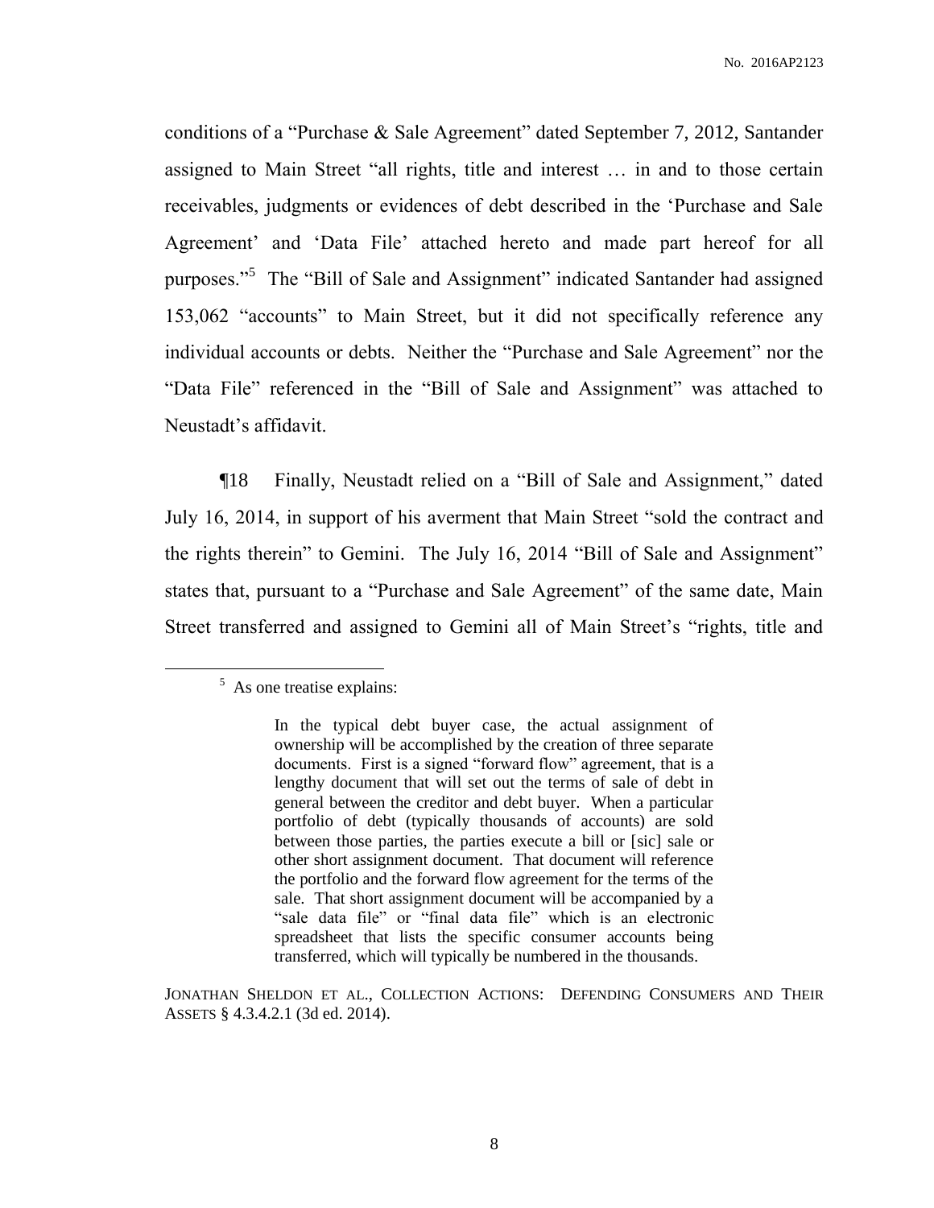conditions of a "Purchase & Sale Agreement" dated September 7, 2012, Santander assigned to Main Street "all rights, title and interest … in and to those certain receivables, judgments or evidences of debt described in the 'Purchase and Sale Agreement' and 'Data File' attached hereto and made part hereof for all purposes."[5] The "Bill of Sale and Assignment" indicated Santander had assigned 153,062 "accounts" to Main Street, but it did not specifically reference any individual accounts or debts. Neither the "Purchase and Sale Agreement" nor the "Data File" referenced in the "Bill of Sale and Assignment" was attached to Neustadt's affidavit.

¶18 Finally, Neustadt relied on a "Bill of Sale and Assignment," dated July 16, 2014, in support of his averment that Main Street "sold the contract and the rights therein" to Gemini. The July 16, 2014 "Bill of Sale and Assignment" states that, pursuant to a "Purchase and Sale Agreement" of the same date, Main Street transferred and assigned to Gemini all of Main Street's "rights, title and

---

[5] As one treatise explains:

> In the typical debt buyer case, the actual assignment of ownership will be accomplished by the creation of three separate documents. First is a signed "forward flow" agreement, that is a lengthy document that will set out the terms of sale of debt in general between the creditor and debt buyer. When a particular portfolio of debt (typically thousands of accounts) are sold between those parties, the parties execute a bill or [sic] sale or other short assignment document. That document will reference the portfolio and the forward flow agreement for the terms of the sale. That short assignment document will be accompanied by a "sale data file" or "final data file" which is an electronic spreadsheet that lists the specific consumer accounts being transferred, which will typically be numbered in the thousands.

JONATHAN SHELDON ET AL., COLLECTION ACTIONS: DEFENDING CONSUMERS AND THEIR ASSETS § 4.3.4.2.1 (3d ed. 2014).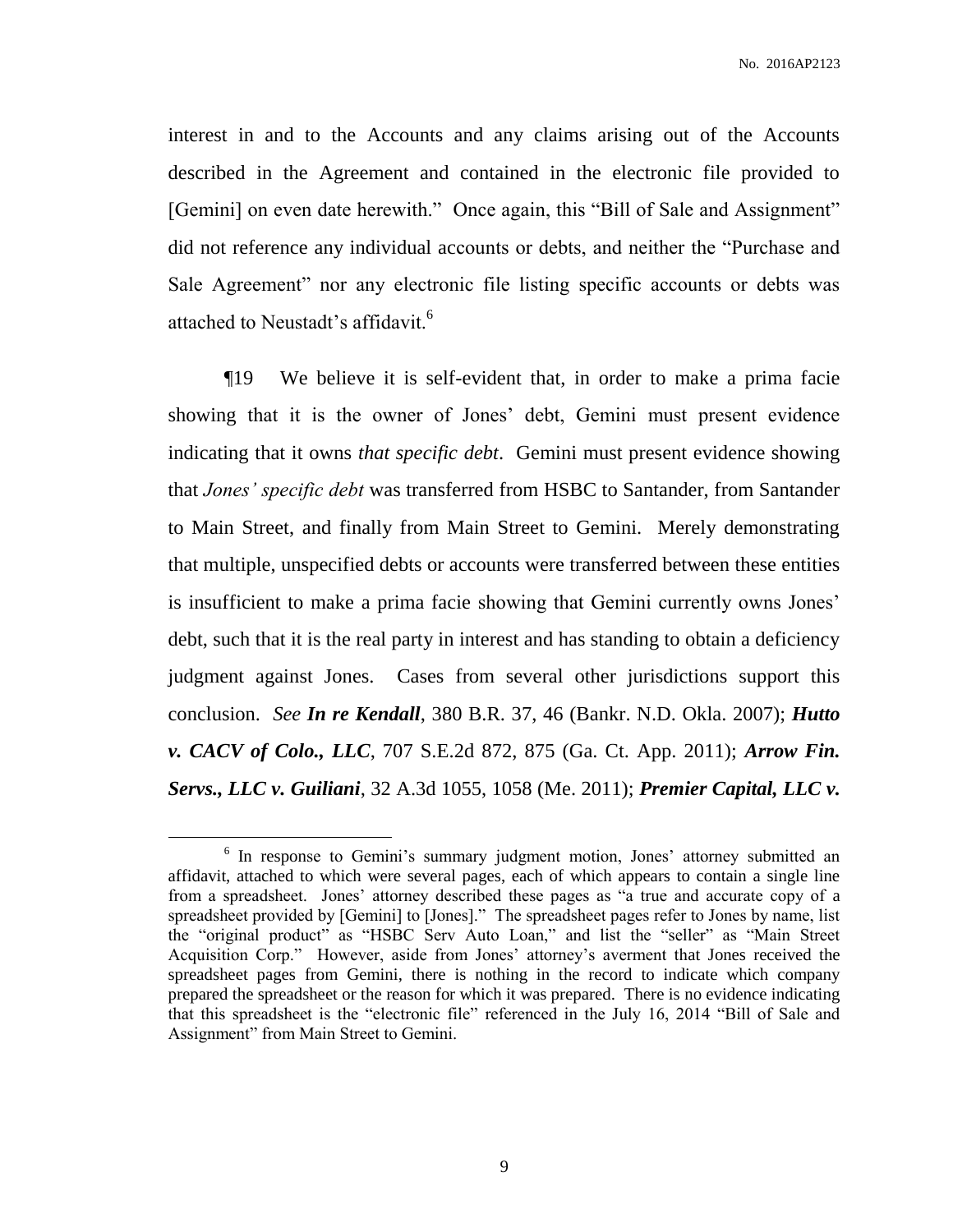interest in and to the Accounts and any claims arising out of the Accounts described in the Agreement and contained in the electronic file provided to [Gemini] on even date herewith." Once again, this "Bill of Sale and Assignment" did not reference any individual accounts or debts, and neither the "Purchase and Sale Agreement" nor any electronic file listing specific accounts or debts was attached to Neustadt's affidavit.[6]

¶19 We believe it is self-evident that, in order to make a prima facie showing that it is the owner of Jones' debt, Gemini must present evidence indicating that it owns *that specific debt*. Gemini must present evidence showing that *Jones' specific debt* was transferred from HSBC to Santander, from Santander to Main Street, and finally from Main Street to Gemini. Merely demonstrating that multiple, unspecified debts or accounts were transferred between these entities is insufficient to make a prima facie showing that Gemini currently owns Jones' debt, such that it is the real party in interest and has standing to obtain a deficiency judgment against Jones. Cases from several other jurisdictions support this conclusion. *See* ***In re Kendall***, 380 B.R. 37, 46 (Bankr. N.D. Okla. 2007); ***Hutto v. CACV of Colo., LLC***, 707 S.E.2d 872, 875 (Ga. Ct. App. 2011); ***Arrow Fin. Servs., LLC v. Guiliani***, 32 A.3d 1055, 1058 (Me. 2011); ***Premier Capital, LLC v.***

---

[6] In response to Gemini's summary judgment motion, Jones' attorney submitted an affidavit, attached to which were several pages, each of which appears to contain a single line from a spreadsheet. Jones' attorney described these pages as "a true and accurate copy of a spreadsheet provided by [Gemini] to [Jones]." The spreadsheet pages refer to Jones by name, list the "original product" as "HSBC Serv Auto Loan," and list the "seller" as "Main Street Acquisition Corp." However, aside from Jones' attorney's averment that Jones received the spreadsheet pages from Gemini, there is nothing in the record to indicate which company prepared the spreadsheet or the reason for which it was prepared. There is no evidence indicating that this spreadsheet is the "electronic file" referenced in the July 16, 2014 "Bill of Sale and Assignment" from Main Street to Gemini.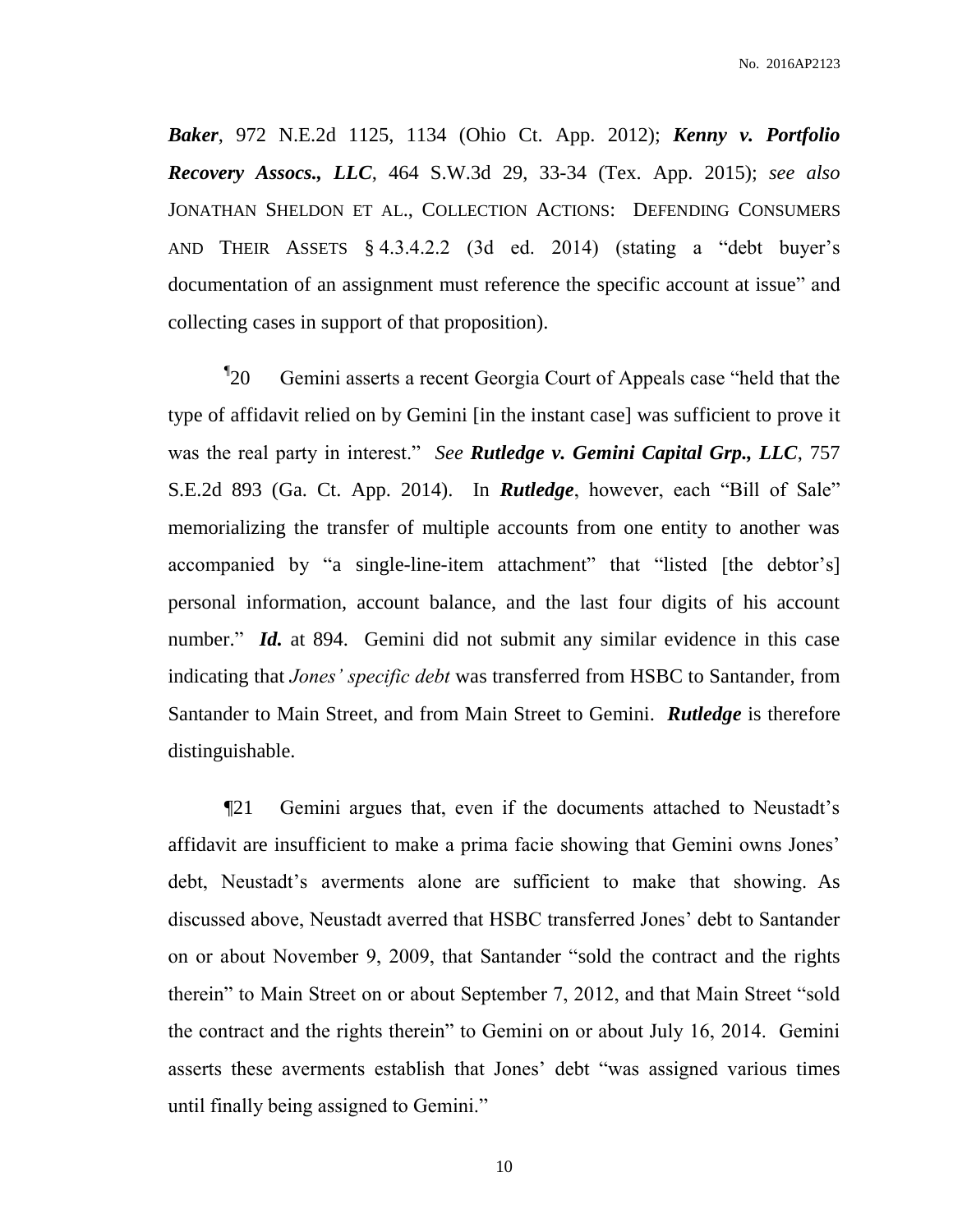***Baker***, 972 N.E.2d 1125, 1134 (Ohio Ct. App. 2012); ***Kenny v. Portfolio Recovery Assocs., LLC***, 464 S.W.3d 29, 33-34 (Tex. App. 2015); *see also* JONATHAN SHELDON ET AL., COLLECTION ACTIONS: DEFENDING CONSUMERS AND THEIR ASSETS § 4.3.4.2.2 (3d ed. 2014) (stating a "debt buyer's documentation of an assignment must reference the specific account at issue" and collecting cases in support of that proposition).

¶20 Gemini asserts a recent Georgia Court of Appeals case "held that the type of affidavit relied on by Gemini [in the instant case] was sufficient to prove it was the real party in interest." *See* ***Rutledge v. Gemini Capital Grp., LLC***, 757 S.E.2d 893 (Ga. Ct. App. 2014). In ***Rutledge***, however, each "Bill of Sale" memorializing the transfer of multiple accounts from one entity to another was accompanied by "a single-line-item attachment" that "listed [the debtor's] personal information, account balance, and the last four digits of his account number." ***Id.*** at 894. Gemini did not submit any similar evidence in this case indicating that *Jones' specific debt* was transferred from HSBC to Santander, from Santander to Main Street, and from Main Street to Gemini. ***Rutledge*** is therefore distinguishable.

¶21 Gemini argues that, even if the documents attached to Neustadt's affidavit are insufficient to make a prima facie showing that Gemini owns Jones' debt, Neustadt's averments alone are sufficient to make that showing. As discussed above, Neustadt averred that HSBC transferred Jones' debt to Santander on or about November 9, 2009, that Santander "sold the contract and the rights therein" to Main Street on or about September 7, 2012, and that Main Street "sold the contract and the rights therein" to Gemini on or about July 16, 2014. Gemini asserts these averments establish that Jones' debt "was assigned various times until finally being assigned to Gemini."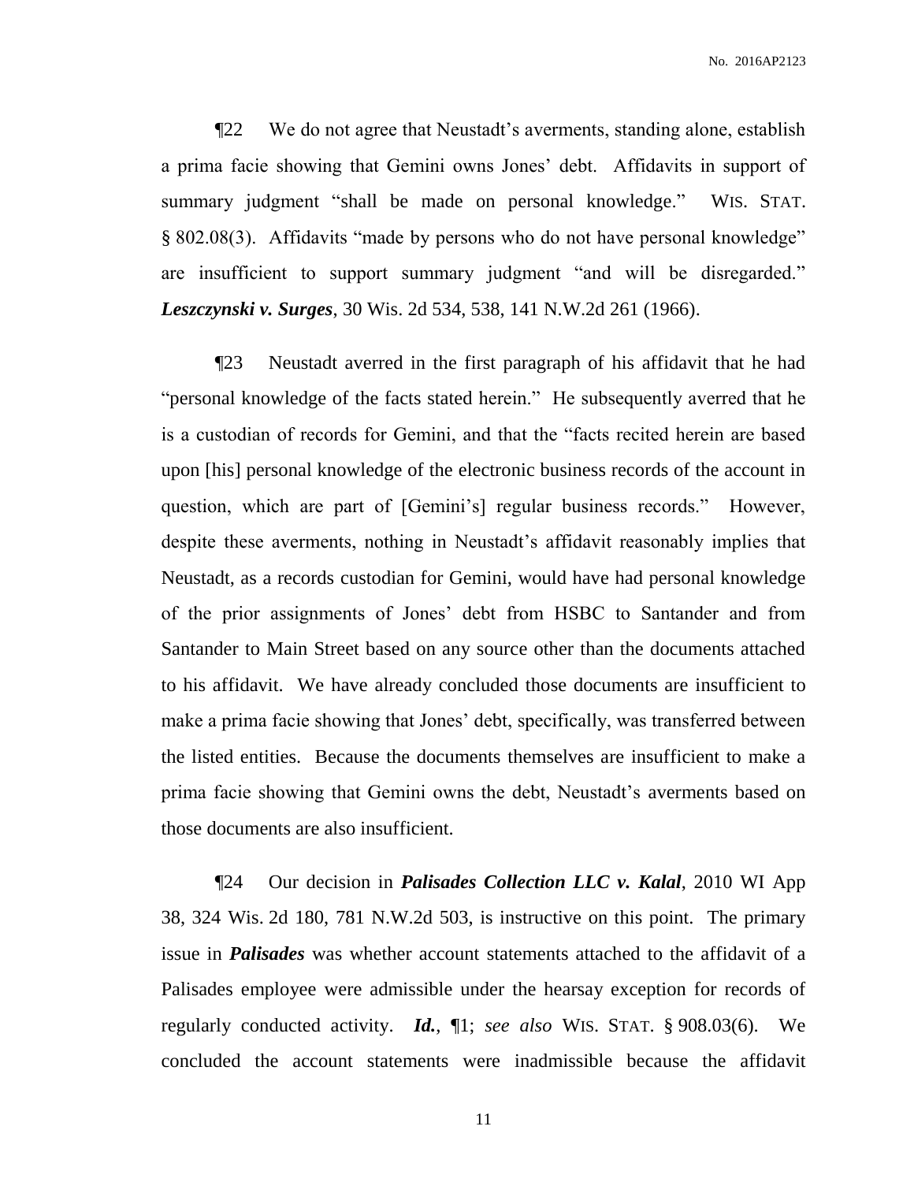¶22 We do not agree that Neustadt's averments, standing alone, establish a prima facie showing that Gemini owns Jones' debt. Affidavits in support of summary judgment "shall be made on personal knowledge." WIS. STAT. § 802.08(3). Affidavits "made by persons who do not have personal knowledge" are insufficient to support summary judgment "and will be disregarded." ***Leszczynski v. Surges***, 30 Wis. 2d 534, 538, 141 N.W.2d 261 (1966).

¶23 Neustadt averred in the first paragraph of his affidavit that he had "personal knowledge of the facts stated herein." He subsequently averred that he is a custodian of records for Gemini, and that the "facts recited herein are based upon [his] personal knowledge of the electronic business records of the account in question, which are part of [Gemini's] regular business records." However, despite these averments, nothing in Neustadt's affidavit reasonably implies that Neustadt, as a records custodian for Gemini, would have had personal knowledge of the prior assignments of Jones' debt from HSBC to Santander and from Santander to Main Street based on any source other than the documents attached to his affidavit. We have already concluded those documents are insufficient to make a prima facie showing that Jones' debt, specifically, was transferred between the listed entities. Because the documents themselves are insufficient to make a prima facie showing that Gemini owns the debt, Neustadt's averments based on those documents are also insufficient.

¶24 Our decision in ***Palisades Collection LLC v. Kalal***, 2010 WI App 38, 324 Wis. 2d 180, 781 N.W.2d 503, is instructive on this point. The primary issue in ***Palisades*** was whether account statements attached to the affidavit of a Palisades employee were admissible under the hearsay exception for records of regularly conducted activity. ***Id.***, ¶1; *see also* WIS. STAT. § 908.03(6). We concluded the account statements were inadmissible because the affidavit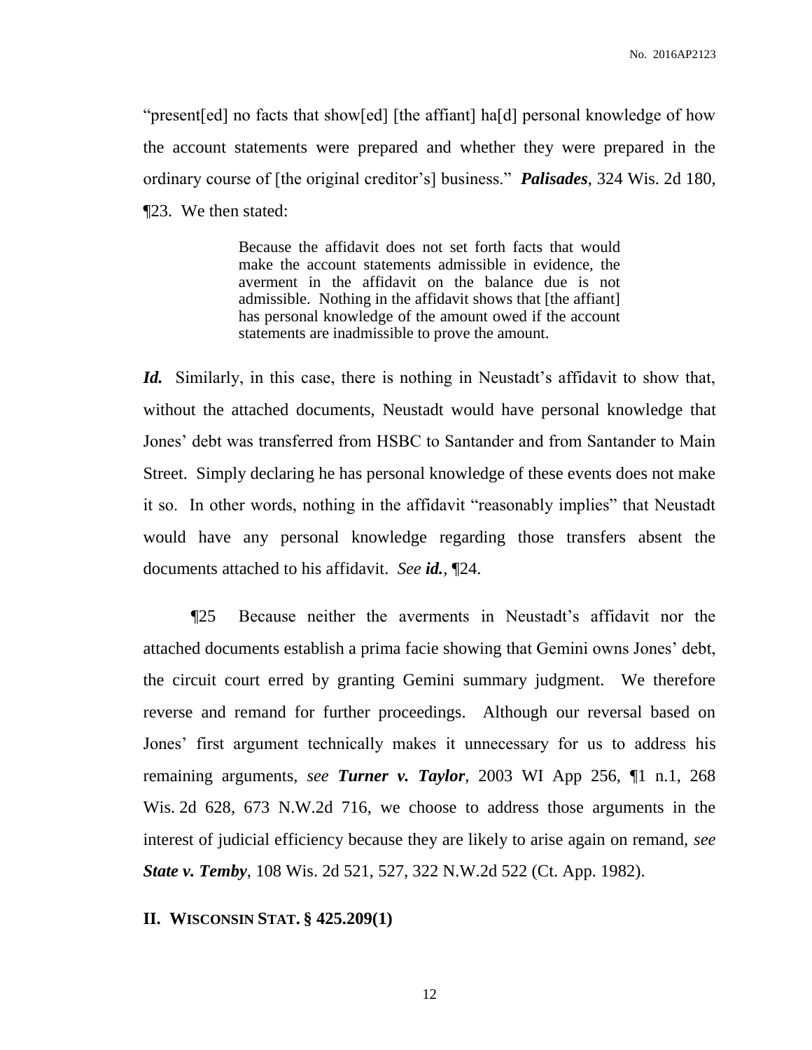"present[ed] no facts that show[ed] [the affiant] ha[d] personal knowledge of how the account statements were prepared and whether they were prepared in the ordinary course of [the original creditor's] business." ***Palisades***, 324 Wis. 2d 180, ¶23. We then stated:

> Because the affidavit does not set forth facts that would make the account statements admissible in evidence, the averment in the affidavit on the balance due is not admissible. Nothing in the affidavit shows that [the affiant] has personal knowledge of the amount owed if the account statements are inadmissible to prove the amount.

***Id.*** Similarly, in this case, there is nothing in Neustadt's affidavit to show that, without the attached documents, Neustadt would have personal knowledge that Jones' debt was transferred from HSBC to Santander and from Santander to Main Street. Simply declaring he has personal knowledge of these events does not make it so. In other words, nothing in the affidavit "reasonably implies" that Neustadt would have any personal knowledge regarding those transfers absent the documents attached to his affidavit. *See* ***id.***, ¶24.

¶25 Because neither the averments in Neustadt's affidavit nor the attached documents establish a prima facie showing that Gemini owns Jones' debt, the circuit court erred by granting Gemini summary judgment. We therefore reverse and remand for further proceedings. Although our reversal based on Jones' first argument technically makes it unnecessary for us to address his remaining arguments, *see* ***Turner v. Taylor***, 2003 WI App 256, ¶1 n.1, 268 Wis. 2d 628, 673 N.W.2d 716, we choose to address those arguments in the interest of judicial efficiency because they are likely to arise again on remand, *see* ***State v. Temby***, 108 Wis. 2d 521, 527, 322 N.W.2d 522 (Ct. App. 1982).

## II. WISCONSIN STAT. § 425.209(1)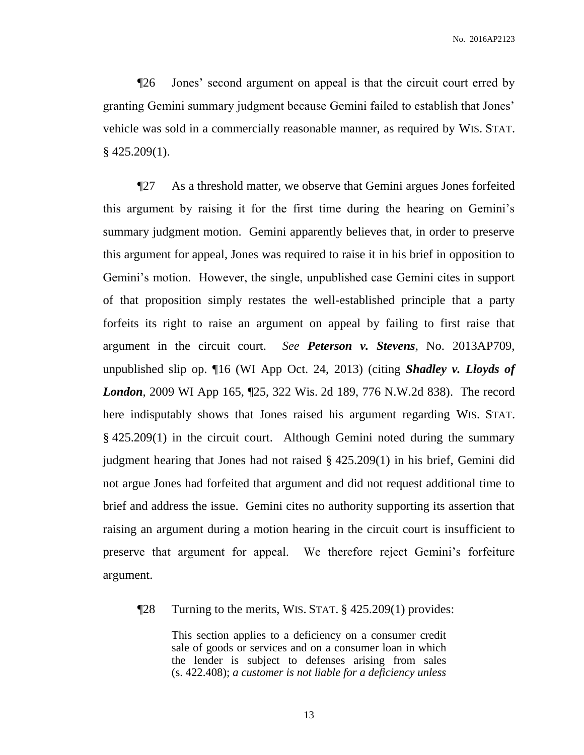¶26 Jones' second argument on appeal is that the circuit court erred by granting Gemini summary judgment because Gemini failed to establish that Jones' vehicle was sold in a commercially reasonable manner, as required by WIS. STAT. § 425.209(1).

¶27 As a threshold matter, we observe that Gemini argues Jones forfeited this argument by raising it for the first time during the hearing on Gemini's summary judgment motion. Gemini apparently believes that, in order to preserve this argument for appeal, Jones was required to raise it in his brief in opposition to Gemini's motion. However, the single, unpublished case Gemini cites in support of that proposition simply restates the well-established principle that a party forfeits its right to raise an argument on appeal by failing to first raise that argument in the circuit court. *See* ***Peterson v. Stevens***, No. 2013AP709, unpublished slip op. ¶16 (WI App Oct. 24, 2013) (citing ***Shadley v. Lloyds of London***, 2009 WI App 165, ¶25, 322 Wis. 2d 189, 776 N.W.2d 838). The record here indisputably shows that Jones raised his argument regarding WIS. STAT. § 425.209(1) in the circuit court. Although Gemini noted during the summary judgment hearing that Jones had not raised § 425.209(1) in his brief, Gemini did not argue Jones had forfeited that argument and did not request additional time to brief and address the issue. Gemini cites no authority supporting its assertion that raising an argument during a motion hearing in the circuit court is insufficient to preserve that argument for appeal. We therefore reject Gemini's forfeiture argument.

¶28 Turning to the merits, WIS. STAT. § 425.209(1) provides:

> This section applies to a deficiency on a consumer credit sale of goods or services and on a consumer loan in which the lender is subject to defenses arising from sales (s. 422.408); *a customer is not liable for a deficiency unless*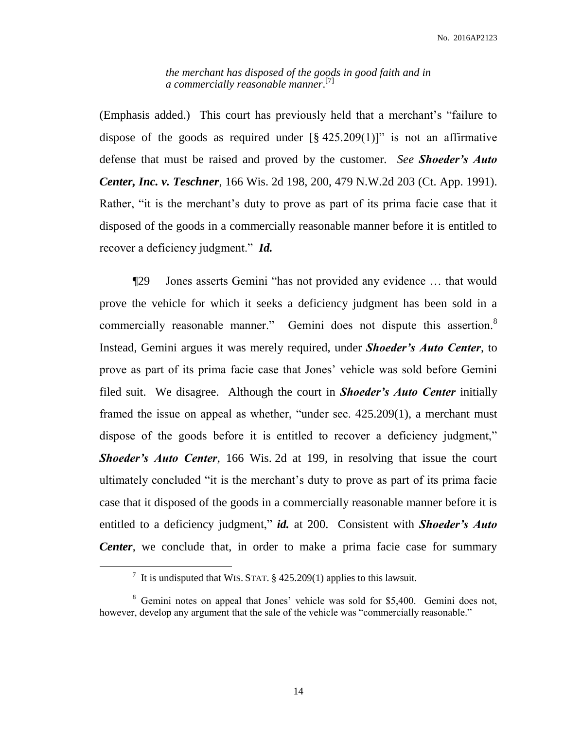> *the merchant has disposed of the goods in good faith and in a commercially reasonable manner*.[7]

(Emphasis added.) This court has previously held that a merchant's "failure to dispose of the goods as required under [§ 425.209(1)]" is not an affirmative defense that must be raised and proved by the customer. *See* ***Shoeder's Auto Center, Inc. v. Teschner***, 166 Wis. 2d 198, 200, 479 N.W.2d 203 (Ct. App. 1991). Rather, "it is the merchant's duty to prove as part of its prima facie case that it disposed of the goods in a commercially reasonable manner before it is entitled to recover a deficiency judgment." ***Id.***

¶29 Jones asserts Gemini "has not provided any evidence … that would prove the vehicle for which it seeks a deficiency judgment has been sold in a commercially reasonable manner." Gemini does not dispute this assertion.[8] Instead, Gemini argues it was merely required, under ***Shoeder's Auto Center***, to prove as part of its prima facie case that Jones' vehicle was sold before Gemini filed suit. We disagree. Although the court in ***Shoeder's Auto Center*** initially framed the issue on appeal as whether, "under sec. 425.209(1), a merchant must dispose of the goods before it is entitled to recover a deficiency judgment," ***Shoeder's Auto Center***, 166 Wis. 2d at 199, in resolving that issue the court ultimately concluded "it is the merchant's duty to prove as part of its prima facie case that it disposed of the goods in a commercially reasonable manner before it is entitled to a deficiency judgment," ***id.*** at 200. Consistent with ***Shoeder's Auto Center***, we conclude that, in order to make a prima facie case for summary

---

[7] It is undisputed that WIS. STAT. § 425.209(1) applies to this lawsuit.

[8] Gemini notes on appeal that Jones' vehicle was sold for $5,400. Gemini does not, however, develop any argument that the sale of the vehicle was "commercially reasonable."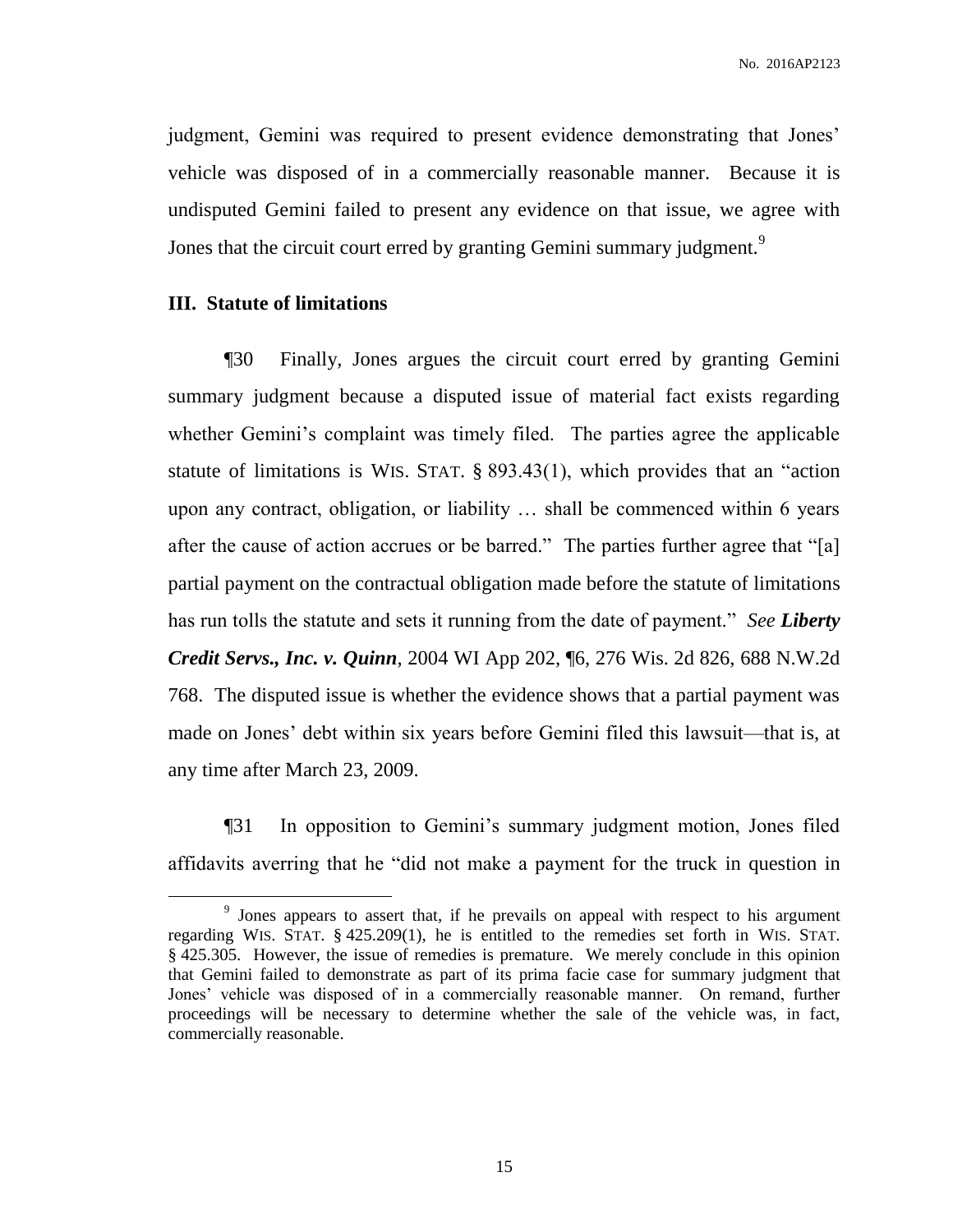judgment, Gemini was required to present evidence demonstrating that Jones' vehicle was disposed of in a commercially reasonable manner. Because it is undisputed Gemini failed to present any evidence on that issue, we agree with Jones that the circuit court erred by granting Gemini summary judgment.[9]

### III. Statute of limitations

¶30 Finally, Jones argues the circuit court erred by granting Gemini summary judgment because a disputed issue of material fact exists regarding whether Gemini's complaint was timely filed. The parties agree the applicable statute of limitations is WIS. STAT. § 893.43(1), which provides that an "action upon any contract, obligation, or liability … shall be commenced within 6 years after the cause of action accrues or be barred." The parties further agree that "[a] partial payment on the contractual obligation made before the statute of limitations has run tolls the statute and sets it running from the date of payment." *See* ***Liberty Credit Servs., Inc. v. Quinn***, 2004 WI App 202, ¶6, 276 Wis. 2d 826, 688 N.W.2d 768. The disputed issue is whether the evidence shows that a partial payment was made on Jones' debt within six years before Gemini filed this lawsuit—that is, at any time after March 23, 2009.

¶31 In opposition to Gemini's summary judgment motion, Jones filed affidavits averring that he "did not make a payment for the truck in question in

---

[9] Jones appears to assert that, if he prevails on appeal with respect to his argument regarding WIS. STAT. § 425.209(1), he is entitled to the remedies set forth in WIS. STAT. § 425.305. However, the issue of remedies is premature. We merely conclude in this opinion that Gemini failed to demonstrate as part of its prima facie case for summary judgment that Jones' vehicle was disposed of in a commercially reasonable manner. On remand, further proceedings will be necessary to determine whether the sale of the vehicle was, in fact, commercially reasonable.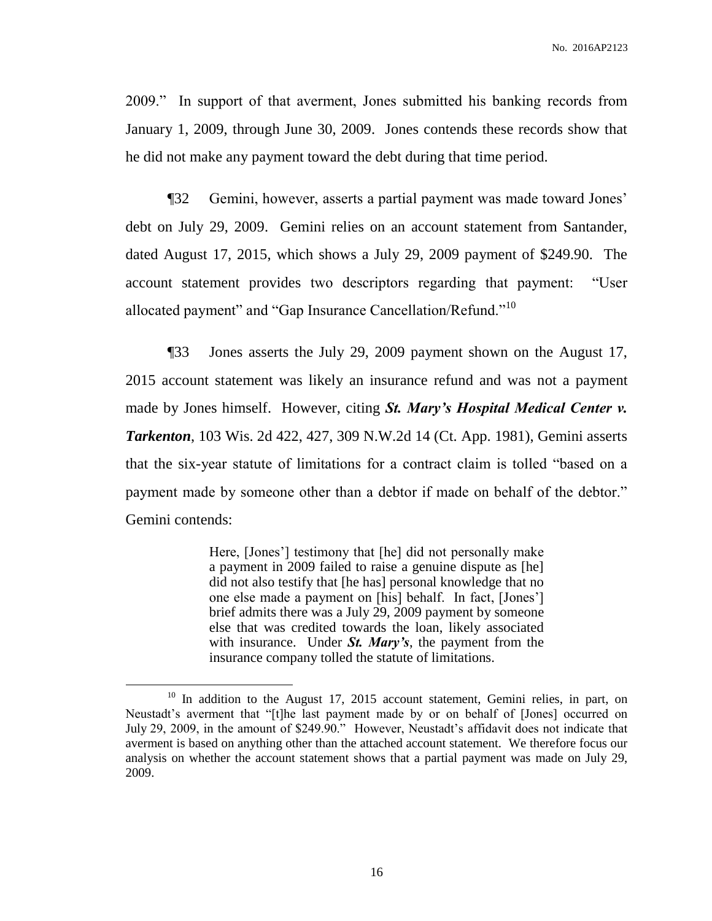2009." In support of that averment, Jones submitted his banking records from January 1, 2009, through June 30, 2009. Jones contends these records show that he did not make any payment toward the debt during that time period.

¶32 Gemini, however, asserts a partial payment was made toward Jones' debt on July 29, 2009. Gemini relies on an account statement from Santander, dated August 17, 2015, which shows a July 29, 2009 payment of $249.90. The account statement provides two descriptors regarding that payment: "User allocated payment" and "Gap Insurance Cancellation/Refund."[10]

¶33 Jones asserts the July 29, 2009 payment shown on the August 17, 2015 account statement was likely an insurance refund and was not a payment made by Jones himself. However, citing ***St. Mary's Hospital Medical Center v. Tarkenton***, 103 Wis. 2d 422, 427, 309 N.W.2d 14 (Ct. App. 1981), Gemini asserts that the six-year statute of limitations for a contract claim is tolled "based on a payment made by someone other than a debtor if made on behalf of the debtor." Gemini contends:

> Here, [Jones'] testimony that [he] did not personally make a payment in 2009 failed to raise a genuine dispute as [he] did not also testify that [he has] personal knowledge that no one else made a payment on [his] behalf. In fact, [Jones'] brief admits there was a July 29, 2009 payment by someone else that was credited towards the loan, likely associated with insurance. Under ***St. Mary's***, the payment from the insurance company tolled the statute of limitations.

---

[10] In addition to the August 17, 2015 account statement, Gemini relies, in part, on Neustadt's averment that "[t]he last payment made by or on behalf of [Jones] occurred on July 29, 2009, in the amount of $249.90." However, Neustadt's affidavit does not indicate that averment is based on anything other than the attached account statement. We therefore focus our analysis on whether the account statement shows that a partial payment was made on July 29, 2009.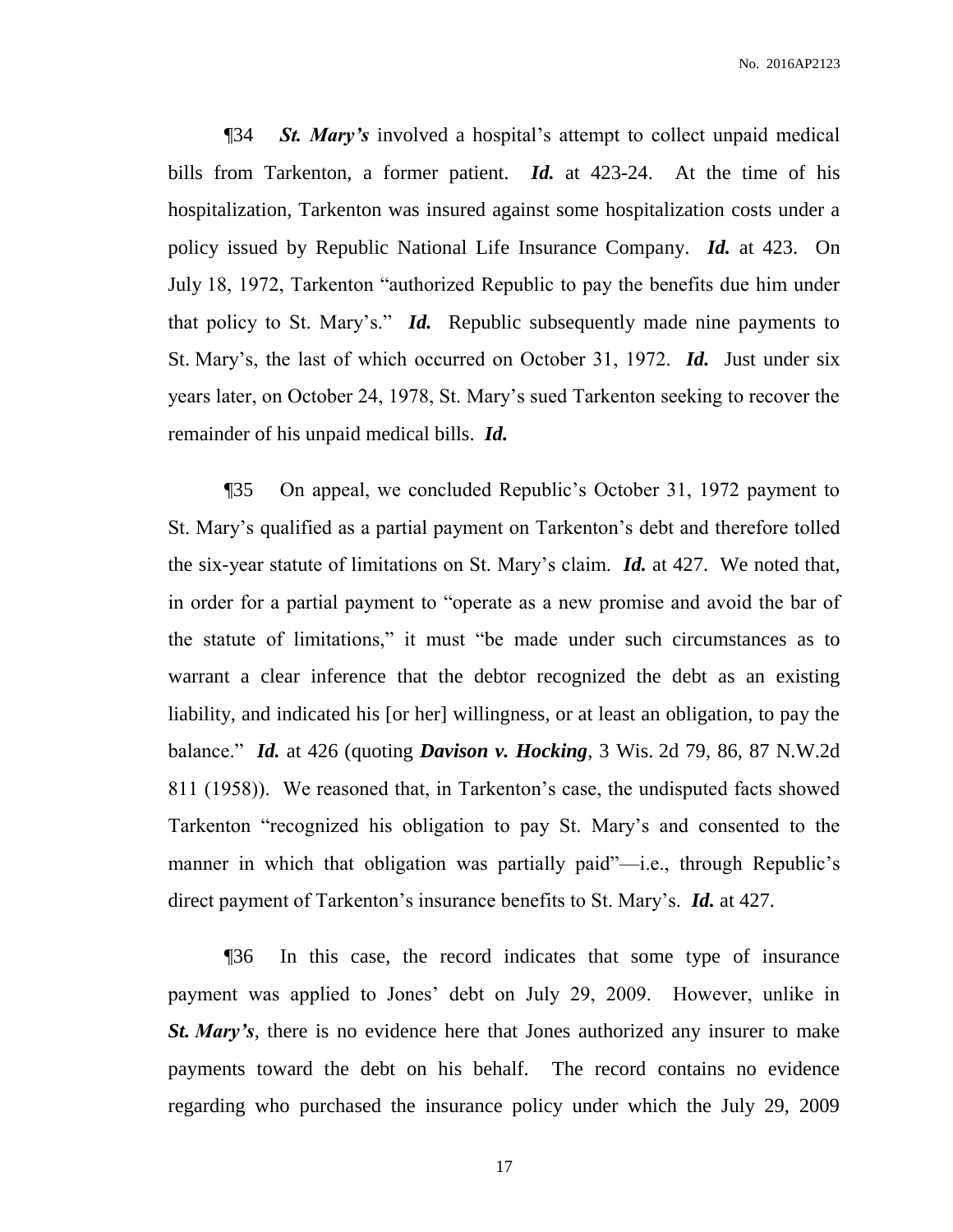¶34 ***St. Mary's*** involved a hospital's attempt to collect unpaid medical bills from Tarkenton, a former patient. ***Id.*** at 423-24. At the time of his hospitalization, Tarkenton was insured against some hospitalization costs under a policy issued by Republic National Life Insurance Company. ***Id.*** at 423. On July 18, 1972, Tarkenton "authorized Republic to pay the benefits due him under that policy to St. Mary's." ***Id.*** Republic subsequently made nine payments to St. Mary's, the last of which occurred on October 31, 1972. ***Id.*** Just under six years later, on October 24, 1978, St. Mary's sued Tarkenton seeking to recover the remainder of his unpaid medical bills. ***Id.***

¶35 On appeal, we concluded Republic's October 31, 1972 payment to St. Mary's qualified as a partial payment on Tarkenton's debt and therefore tolled the six-year statute of limitations on St. Mary's claim. ***Id.*** at 427. We noted that, in order for a partial payment to "operate as a new promise and avoid the bar of the statute of limitations," it must "be made under such circumstances as to warrant a clear inference that the debtor recognized the debt as an existing liability, and indicated his [or her] willingness, or at least an obligation, to pay the balance." ***Id.*** at 426 (quoting ***Davison v. Hocking***, 3 Wis. 2d 79, 86, 87 N.W.2d 811 (1958)). We reasoned that, in Tarkenton's case, the undisputed facts showed Tarkenton "recognized his obligation to pay St. Mary's and consented to the manner in which that obligation was partially paid"—i.e., through Republic's direct payment of Tarkenton's insurance benefits to St. Mary's. ***Id.*** at 427.

¶36 In this case, the record indicates that some type of insurance payment was applied to Jones' debt on July 29, 2009. However, unlike in ***St. Mary's***, there is no evidence here that Jones authorized any insurer to make payments toward the debt on his behalf. The record contains no evidence regarding who purchased the insurance policy under which the July 29, 2009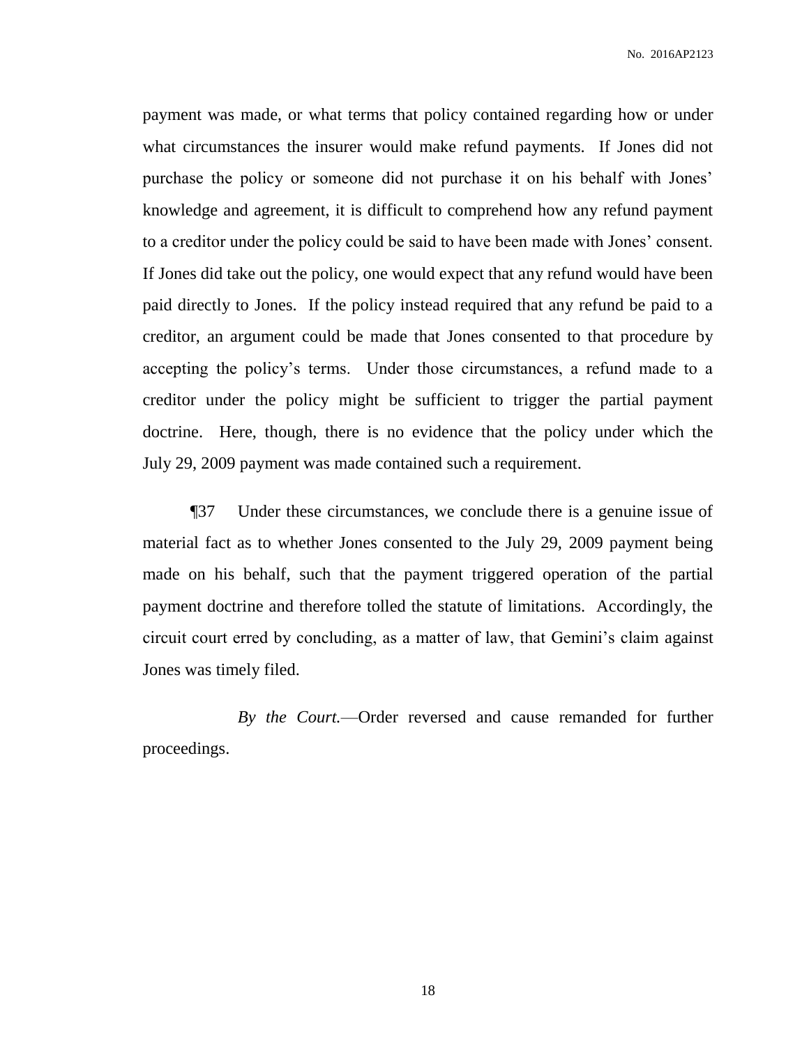payment was made, or what terms that policy contained regarding how or under what circumstances the insurer would make refund payments. If Jones did not purchase the policy or someone did not purchase it on his behalf with Jones' knowledge and agreement, it is difficult to comprehend how any refund payment to a creditor under the policy could be said to have been made with Jones' consent. If Jones did take out the policy, one would expect that any refund would have been paid directly to Jones. If the policy instead required that any refund be paid to a creditor, an argument could be made that Jones consented to that procedure by accepting the policy's terms. Under those circumstances, a refund made to a creditor under the policy might be sufficient to trigger the partial payment doctrine. Here, though, there is no evidence that the policy under which the July 29, 2009 payment was made contained such a requirement.

¶37 Under these circumstances, we conclude there is a genuine issue of material fact as to whether Jones consented to the July 29, 2009 payment being made on his behalf, such that the payment triggered operation of the partial payment doctrine and therefore tolled the statute of limitations. Accordingly, the circuit court erred by concluding, as a matter of law, that Gemini's claim against Jones was timely filed.

*By the Court.*—Order reversed and cause remanded for further proceedings.